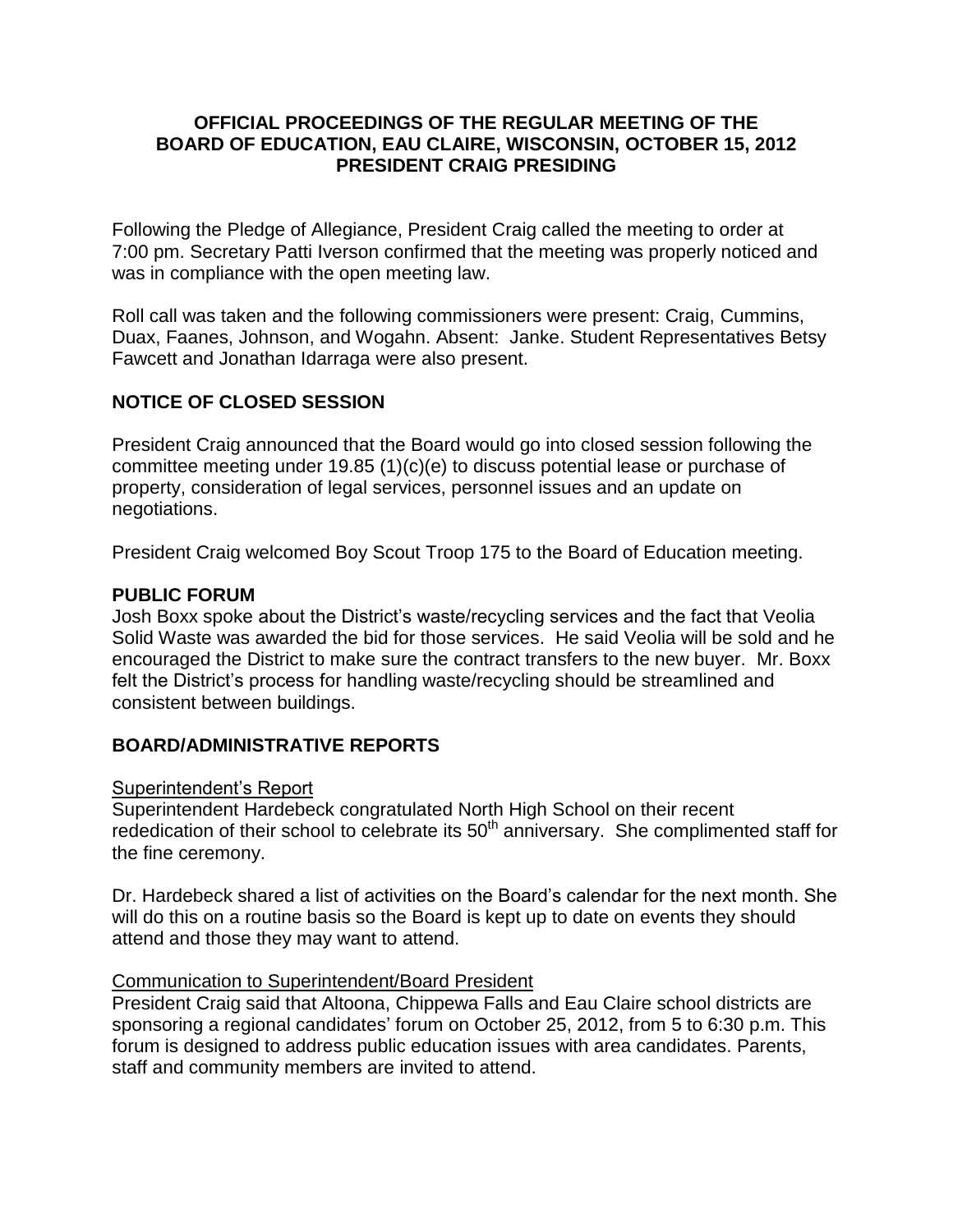# OFFICIAL PROCEEDINGS OF THE REGULAR MEETING OF THE BOARD OF EDUCATION, EAU CLAIRE, WISCONSIN, OCTOBER 15, 2012 PRESIDENT CRAIG PRESIDING

Following the Pledge of Allegiance, President Craig called the meeting to order at 7:00 pm. Secretary Patti Iverson confirmed that the meeting was properly noticed and was in compliance with the open meeting law.

Roll call was taken and the following commissioners were present: Craig, Cummins, Duax, Faanes, Johnson, and Wogahn. Absent: Janke. Student Representatives Betsy Fawcett and Jonathan Idarraga were also present.

## NOTICE OF CLOSED SESSION

President Craig announced that the Board would go into closed session following the committee meeting under 19.85 (1)(c)(e) to discuss potential lease or purchase of property, consideration of legal services, personnel issues and an update on negotiations.

President Craig welcomed Boy Scout Troop 175 to the Board of Education meeting.

## PUBLIC FORUM

Josh Boxx spoke about the District's waste/recycling services and the fact that Veolia Solid Waste was awarded the bid for those services. He said Veolia will be sold and he encouraged the District to make sure the contract transfers to the new buyer. Mr. Boxx felt the District's process for handling waste/recycling should be streamlined and consistent between buildings.

## BOARD/ADMINISTRATIVE REPORTS

### Superintendent's Report

Superintendent Hardebeck congratulated North High School on their recent rededication of their school to celebrate its 50th anniversary. She complimented staff for the fine ceremony.

Dr. Hardebeck shared a list of activities on the Board's calendar for the next month. She will do this on a routine basis so the Board is kept up to date on events they should attend and those they may want to attend.

### Communication to Superintendent/Board President

President Craig said that Altoona, Chippewa Falls and Eau Claire school districts are sponsoring a regional candidates' forum on October 25, 2012, from 5 to 6:30 p.m. This forum is designed to address public education issues with area candidates. Parents, staff and community members are invited to attend.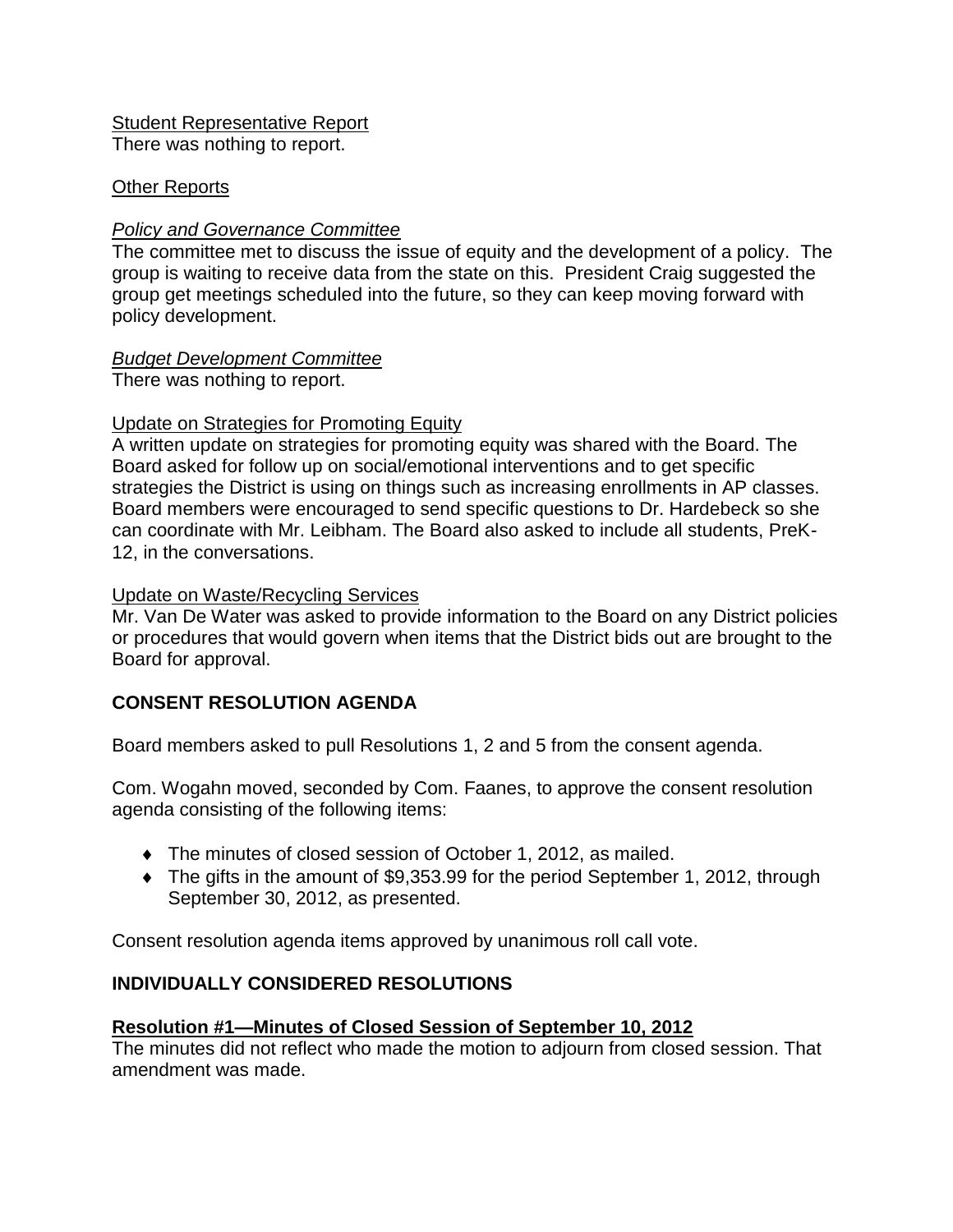Student Representative Report

There was nothing to report.

Other Reports

*Policy and Governance Committee*

The committee met to discuss the issue of equity and the development of a policy. The group is waiting to receive data from the state on this. President Craig suggested the group get meetings scheduled into the future, so they can keep moving forward with policy development.

*Budget Development Committee*

There was nothing to report.

Update on Strategies for Promoting Equity

A written update on strategies for promoting equity was shared with the Board. The Board asked for follow up on social/emotional interventions and to get specific strategies the District is using on things such as increasing enrollments in AP classes. Board members were encouraged to send specific questions to Dr. Hardebeck so she can coordinate with Mr. Leibham. The Board also asked to include all students, PreK-12, in the conversations.

Update on Waste/Recycling Services

Mr. Van De Water was asked to provide information to the Board on any District policies or procedures that would govern when items that the District bids out are brought to the Board for approval.

**CONSENT RESOLUTION AGENDA**

Board members asked to pull Resolutions 1, 2 and 5 from the consent agenda.

Com. Wogahn moved, seconded by Com. Faanes, to approve the consent resolution agenda consisting of the following items:

- The minutes of closed session of October 1, 2012, as mailed.
- The gifts in the amount of $9,353.99 for the period September 1, 2012, through September 30, 2012, as presented.

Consent resolution agenda items approved by unanimous roll call vote.

**INDIVIDUALLY CONSIDERED RESOLUTIONS**

**Resolution #1—Minutes of Closed Session of September 10, 2012**

The minutes did not reflect who made the motion to adjourn from closed session. That amendment was made.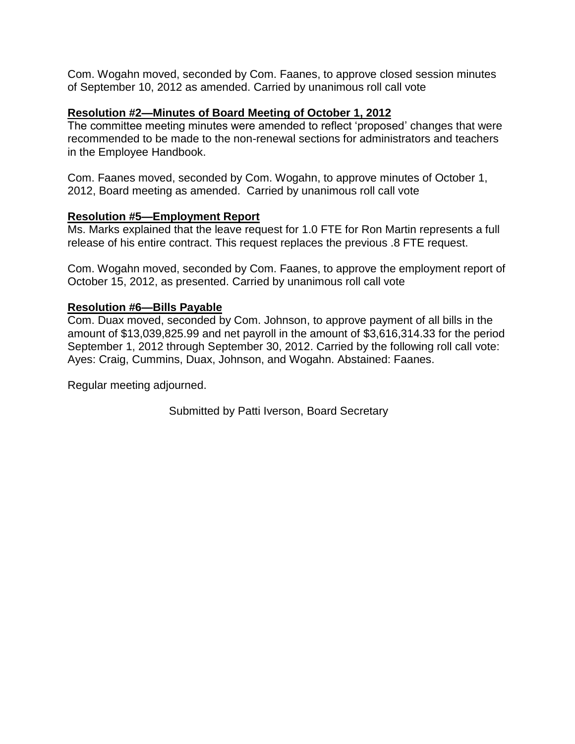Com. Wogahn moved, seconded by Com. Faanes, to approve closed session minutes of September 10, 2012 as amended. Carried by unanimous roll call vote

**Resolution #2—Minutes of Board Meeting of October 1, 2012**

The committee meeting minutes were amended to reflect 'proposed' changes that were recommended to be made to the non-renewal sections for administrators and teachers in the Employee Handbook.

Com. Faanes moved, seconded by Com. Wogahn, to approve minutes of October 1, 2012, Board meeting as amended. Carried by unanimous roll call vote

**Resolution #5—Employment Report**

Ms. Marks explained that the leave request for 1.0 FTE for Ron Martin represents a full release of his entire contract. This request replaces the previous .8 FTE request.

Com. Wogahn moved, seconded by Com. Faanes, to approve the employment report of October 15, 2012, as presented. Carried by unanimous roll call vote

**Resolution #6—Bills Payable**

Com. Duax moved, seconded by Com. Johnson, to approve payment of all bills in the amount of $13,039,825.99 and net payroll in the amount of $3,616,314.33 for the period September 1, 2012 through September 30, 2012. Carried by the following roll call vote: Ayes: Craig, Cummins, Duax, Johnson, and Wogahn. Abstained: Faanes.

Regular meeting adjourned.

Submitted by Patti Iverson, Board Secretary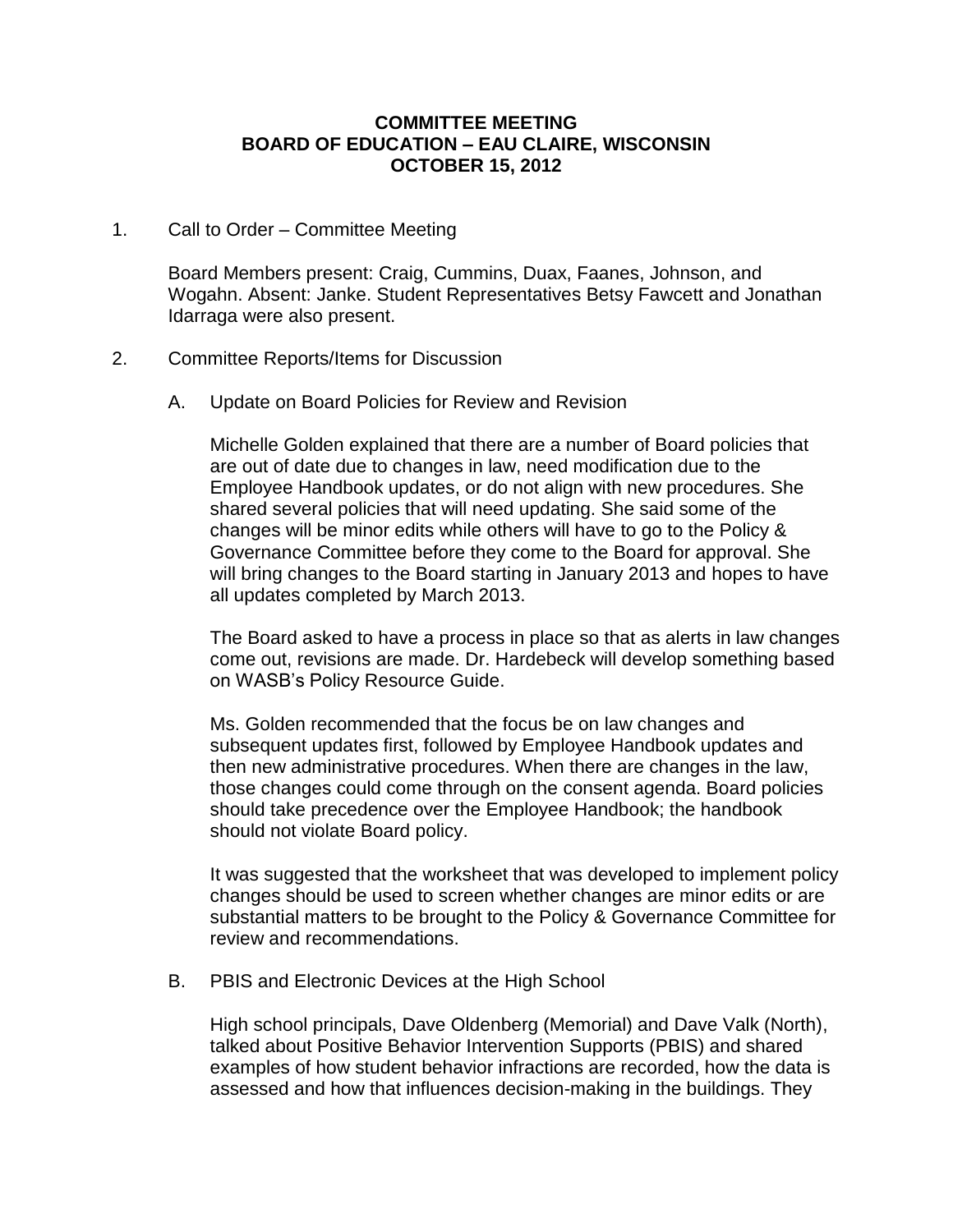**COMMITTEE MEETING**
**BOARD OF EDUCATION – EAU CLAIRE, WISCONSIN**
**OCTOBER 15, 2012**

1. Call to Order – Committee Meeting

   Board Members present: Craig, Cummins, Duax, Faanes, Johnson, and Wogahn. Absent: Janke. Student Representatives Betsy Fawcett and Jonathan Idarraga were also present.

2. Committee Reports/Items for Discussion

   A. Update on Board Policies for Review and Revision

      Michelle Golden explained that there are a number of Board policies that are out of date due to changes in law, need modification due to the Employee Handbook updates, or do not align with new procedures. She shared several policies that will need updating. She said some of the changes will be minor edits while others will have to go to the Policy & Governance Committee before they come to the Board for approval. She will bring changes to the Board starting in January 2013 and hopes to have all updates completed by March 2013.

      The Board asked to have a process in place so that as alerts in law changes come out, revisions are made. Dr. Hardebeck will develop something based on WASB's Policy Resource Guide.

      Ms. Golden recommended that the focus be on law changes and subsequent updates first, followed by Employee Handbook updates and then new administrative procedures. When there are changes in the law, those changes could come through on the consent agenda. Board policies should take precedence over the Employee Handbook; the handbook should not violate Board policy.

      It was suggested that the worksheet that was developed to implement policy changes should be used to screen whether changes are minor edits or are substantial matters to be brought to the Policy & Governance Committee for review and recommendations.

   B. PBIS and Electronic Devices at the High School

      High school principals, Dave Oldenberg (Memorial) and Dave Valk (North), talked about Positive Behavior Intervention Supports (PBIS) and shared examples of how student behavior infractions are recorded, how the data is assessed and how that influences decision-making in the buildings. They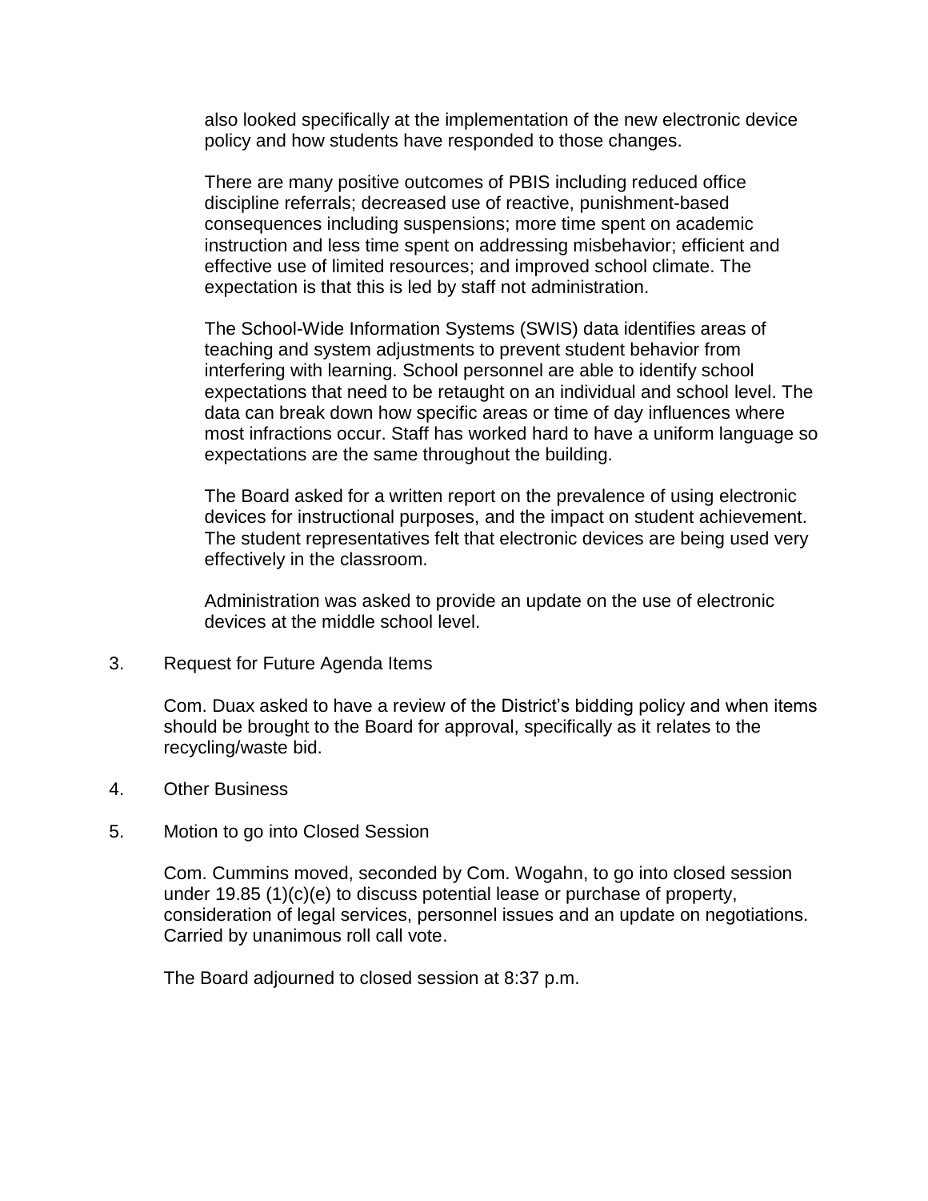also looked specifically at the implementation of the new electronic device policy and how students have responded to those changes.

There are many positive outcomes of PBIS including reduced office discipline referrals; decreased use of reactive, punishment-based consequences including suspensions; more time spent on academic instruction and less time spent on addressing misbehavior; efficient and effective use of limited resources; and improved school climate. The expectation is that this is led by staff not administration.

The School-Wide Information Systems (SWIS) data identifies areas of teaching and system adjustments to prevent student behavior from interfering with learning. School personnel are able to identify school expectations that need to be retaught on an individual and school level. The data can break down how specific areas or time of day influences where most infractions occur. Staff has worked hard to have a uniform language so expectations are the same throughout the building.

The Board asked for a written report on the prevalence of using electronic devices for instructional purposes, and the impact on student achievement. The student representatives felt that electronic devices are being used very effectively in the classroom.

Administration was asked to provide an update on the use of electronic devices at the middle school level.

3. Request for Future Agenda Items

Com. Duax asked to have a review of the District's bidding policy and when items should be brought to the Board for approval, specifically as it relates to the recycling/waste bid.

4. Other Business

5. Motion to go into Closed Session

Com. Cummins moved, seconded by Com. Wogahn, to go into closed session under 19.85 (1)(c)(e) to discuss potential lease or purchase of property, consideration of legal services, personnel issues and an update on negotiations. Carried by unanimous roll call vote.

The Board adjourned to closed session at 8:37 p.m.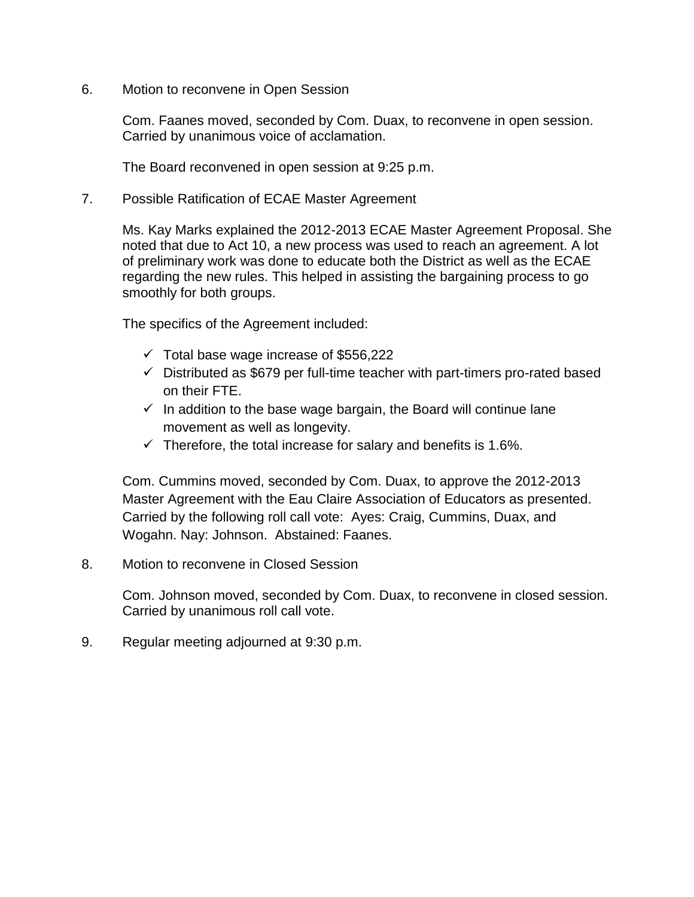6. Motion to reconvene in Open Session

   Com. Faanes moved, seconded by Com. Duax, to reconvene in open session. Carried by unanimous voice of acclamation.

   The Board reconvened in open session at 9:25 p.m.

7. Possible Ratification of ECAE Master Agreement

   Ms. Kay Marks explained the 2012-2013 ECAE Master Agreement Proposal. She noted that due to Act 10, a new process was used to reach an agreement. A lot of preliminary work was done to educate both the District as well as the ECAE regarding the new rules. This helped in assisting the bargaining process to go smoothly for both groups.

   The specifics of the Agreement included:

   - ✓ Total base wage increase of $556,222
   - ✓ Distributed as $679 per full-time teacher with part-timers pro-rated based on their FTE.
   - ✓ In addition to the base wage bargain, the Board will continue lane movement as well as longevity.
   - ✓ Therefore, the total increase for salary and benefits is 1.6%.

   Com. Cummins moved, seconded by Com. Duax, to approve the 2012-2013 Master Agreement with the Eau Claire Association of Educators as presented. Carried by the following roll call vote: Ayes: Craig, Cummins, Duax, and Wogahn. Nay: Johnson. Abstained: Faanes.

8. Motion to reconvene in Closed Session

   Com. Johnson moved, seconded by Com. Duax, to reconvene in closed session. Carried by unanimous roll call vote.

9. Regular meeting adjourned at 9:30 p.m.